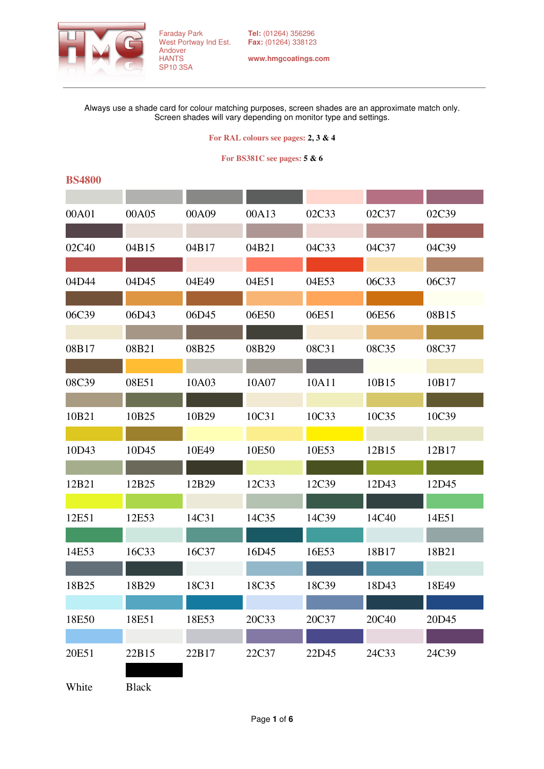Faraday Park
West Portway Ind Est.
Andover
HANTS
SP10 3SA

**Tel:** (01264) 356296
**Fax:** (01264) 338123

**www.hmgcoatings.com**

Always use a shade card for colour matching purposes, screen shades are an approximate match only.
Screen shades will vary depending on monitor type and settings.

For RAL colours see pages: **2, 3 & 4**

For BS381C see pages: **5 & 6**

## BS4800

| | | | | | | |
|---|---|---|---|---|---|---|
| 00A01 | 00A05 | 00A09 | 00A13 | 02C33 | 02C37 | 02C39 |
| 02C40 | 04B15 | 04B17 | 04B21 | 04C33 | 04C37 | 04C39 |
| 04D44 | 04D45 | 04E49 | 04E51 | 04E53 | 06C33 | 06C37 |
| 06C39 | 06D43 | 06D45 | 06E50 | 06E51 | 06E56 | 08B15 |
| 08B17 | 08B21 | 08B25 | 08B29 | 08C31 | 08C35 | 08C37 |
| 08C39 | 08E51 | 10A03 | 10A07 | 10A11 | 10B15 | 10B17 |
| 10B21 | 10B25 | 10B29 | 10C31 | 10C33 | 10C35 | 10C39 |
| 10D43 | 10D45 | 10E49 | 10E50 | 10E53 | 12B15 | 12B17 |
| 12B21 | 12B25 | 12B29 | 12C33 | 12C39 | 12D43 | 12D45 |
| 12E51 | 12E53 | 14C31 | 14C35 | 14C39 | 14C40 | 14E51 |
| 14E53 | 16C33 | 16C37 | 16D45 | 16E53 | 18B17 | 18B21 |
| 18B25 | 18B29 | 18C31 | 18C35 | 18C39 | 18D43 | 18E49 |
| 18E50 | 18E51 | 18E53 | 20C33 | 20C37 | 20C40 | 20D45 |
| 20E51 | 22B15 | 22B17 | 22C37 | 22D45 | 24C33 | 24C39 |
| White | Black | | | | | |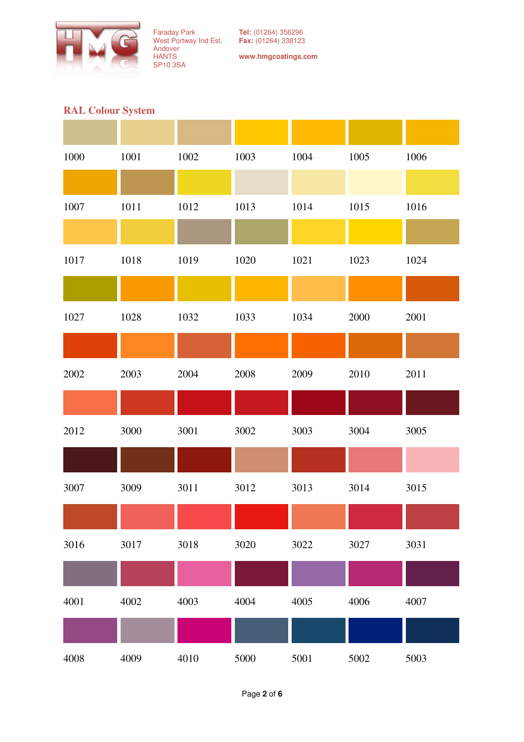Faraday Park
West Portway Ind Est.
Andover
HANTS
SP10 3SA

**Tel:** (01264) 356296
**Fax:** (01264) 338123

**www.hmgcoatings.com**

## RAL Colour System

| | | | | | | |
|---|---|---|---|---|---|---|
| 1000 | 1001 | 1002 | 1003 | 1004 | 1005 | 1006 |
| 1007 | 1011 | 1012 | 1013 | 1014 | 1015 | 1016 |
| 1017 | 1018 | 1019 | 1020 | 1021 | 1023 | 1024 |
| 1027 | 1028 | 1032 | 1033 | 1034 | 2000 | 2001 |
| 2002 | 2003 | 2004 | 2008 | 2009 | 2010 | 2011 |
| 2012 | 3000 | 3001 | 3002 | 3003 | 3004 | 3005 |
| 3007 | 3009 | 3011 | 3012 | 3013 | 3014 | 3015 |
| 3016 | 3017 | 3018 | 3020 | 3022 | 3027 | 3031 |
| 4001 | 4002 | 4003 | 4004 | 4005 | 4006 | 4007 |
| 4008 | 4009 | 4010 | 5000 | 5001 | 5002 | 5003 |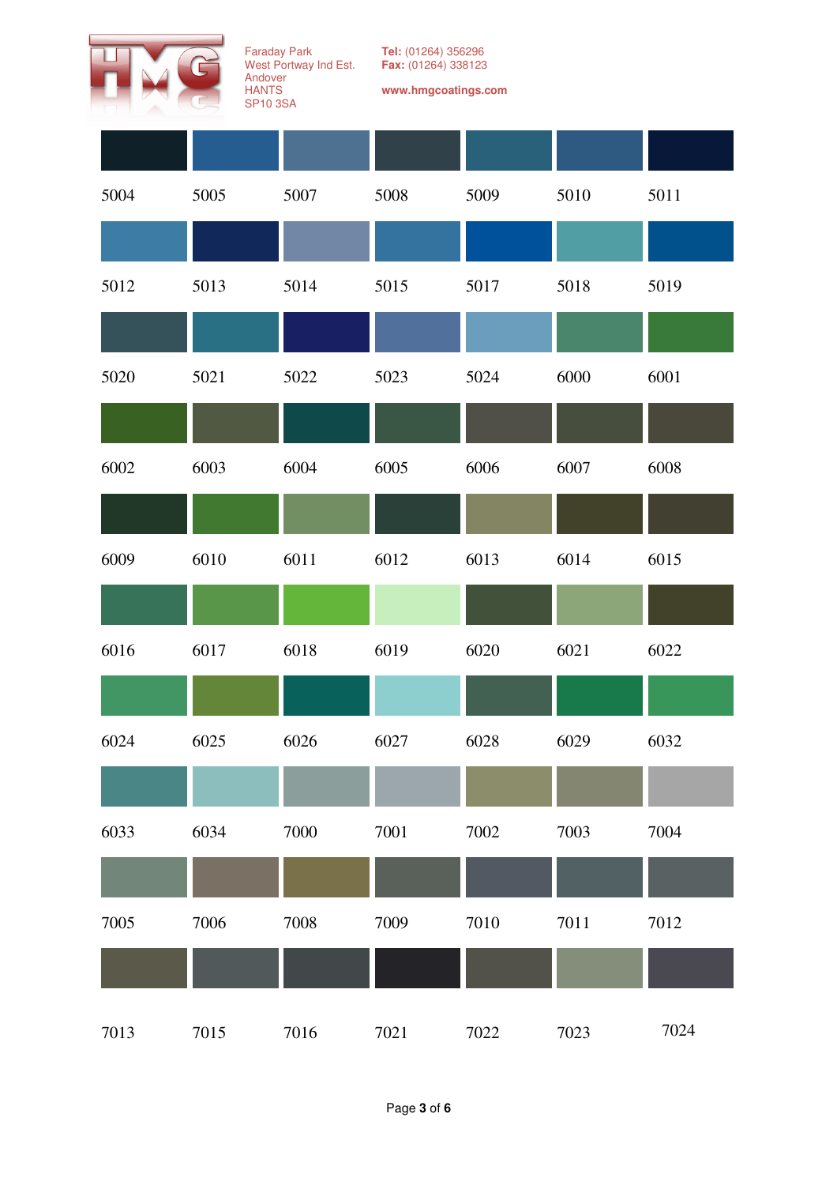HMG

Faraday Park
West Portway Ind Est.
Andover
HANTS
SP10 3SA

**Tel:** (01264) 356296
**Fax:** (01264) 338123

www.hmgcoatings.com

| | | | | | | |
|---|---|---|---|---|---|---|
| 5004 | 5005 | 5007 | 5008 | 5009 | 5010 | 5011 |
| 5012 | 5013 | 5014 | 5015 | 5017 | 5018 | 5019 |
| 5020 | 5021 | 5022 | 5023 | 5024 | 6000 | 6001 |
| 6002 | 6003 | 6004 | 6005 | 6006 | 6007 | 6008 |
| 6009 | 6010 | 6011 | 6012 | 6013 | 6014 | 6015 |
| 6016 | 6017 | 6018 | 6019 | 6020 | 6021 | 6022 |
| 6024 | 6025 | 6026 | 6027 | 6028 | 6029 | 6032 |
| 6033 | 6034 | 7000 | 7001 | 7002 | 7003 | 7004 |
| 7005 | 7006 | 7008 | 7009 | 7010 | 7011 | 7012 |
| 7013 | 7015 | 7016 | 7021 | 7022 | 7023 | 7024 |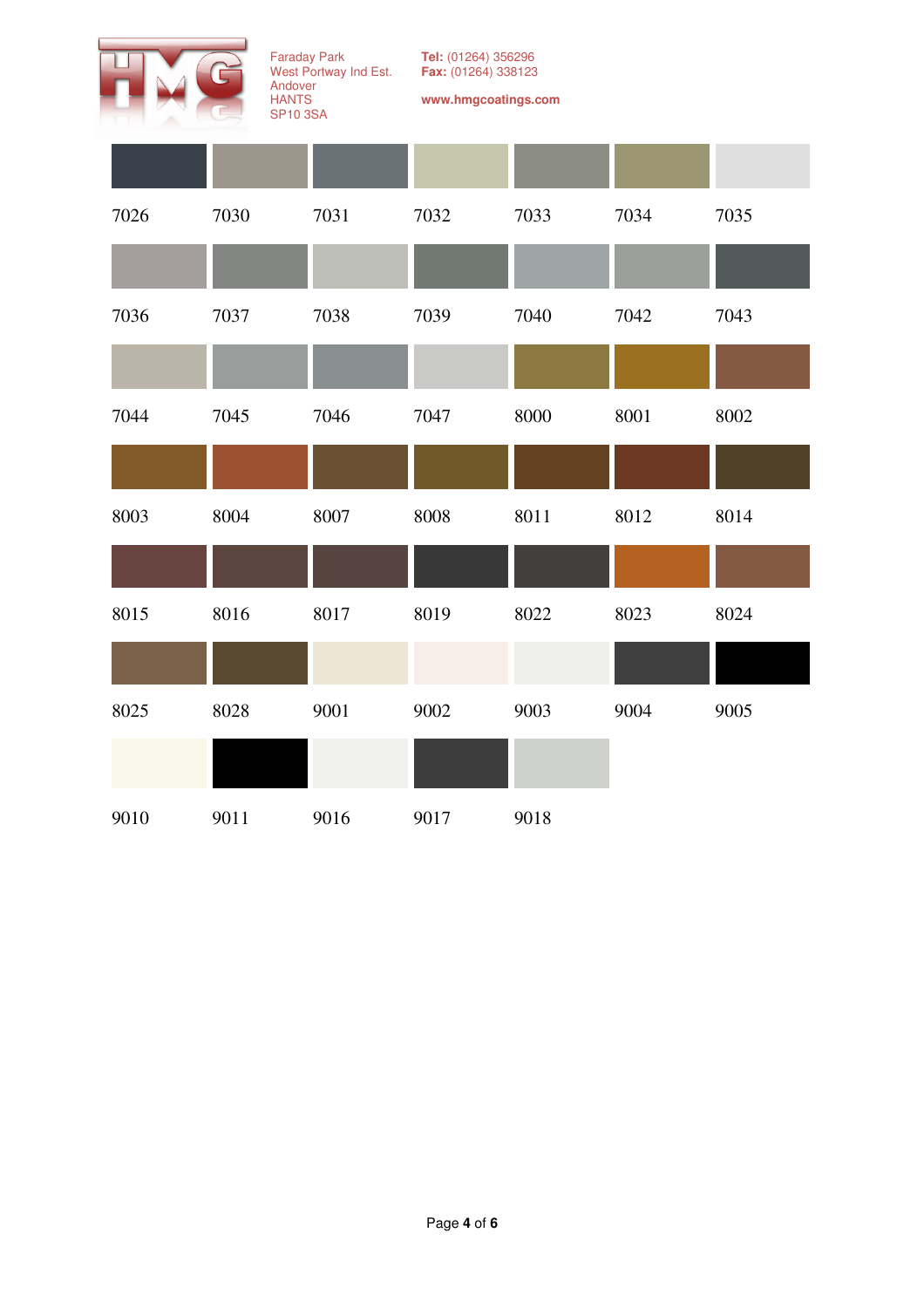Faraday Park
West Portway Ind Est.
Andover
HANTS
SP10 3SA

**Tel:** (01264) 356296
**Fax:** (01264) 338123

**www.hmgcoatings.com**

| | | | | | | |
|---|---|---|---|---|---|---|
| 7026 | 7030 | 7031 | 7032 | 7033 | 7034 | 7035 |
| 7036 | 7037 | 7038 | 7039 | 7040 | 7042 | 7043 |
| 7044 | 7045 | 7046 | 7047 | 8000 | 8001 | 8002 |
| 8003 | 8004 | 8007 | 8008 | 8011 | 8012 | 8014 |
| 8015 | 8016 | 8017 | 8019 | 8022 | 8023 | 8024 |
| 8025 | 8028 | 9001 | 9002 | 9003 | 9004 | 9005 |
| 9010 | 9011 | 9016 | 9017 | 9018 | | |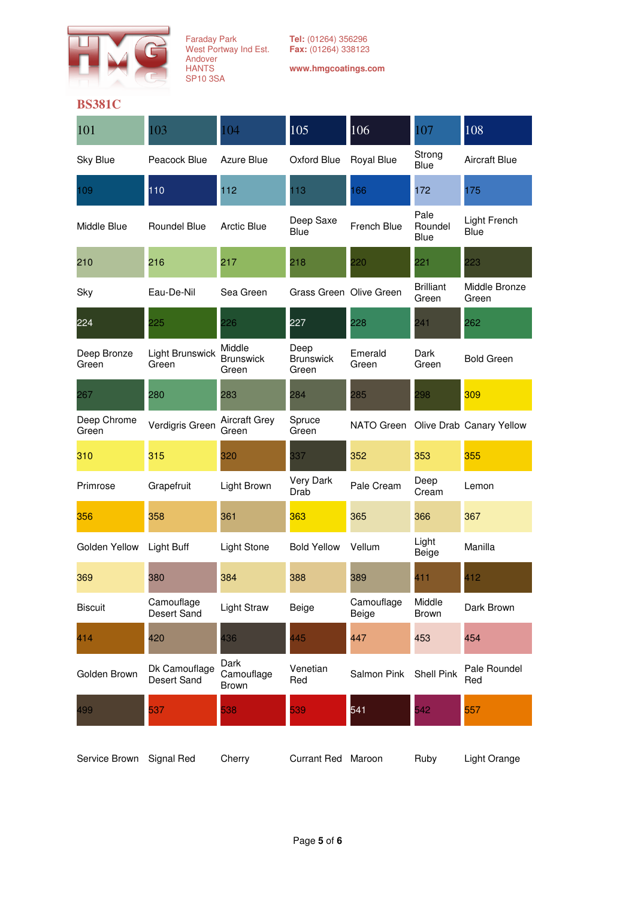Faraday Park
West Portway Ind Est.
Andover
HANTS
SP10 3SA

**Tel:** (01264) 356296
**Fax:** (01264) 338123

www.hmgcoatings.com

## BS381C

| 101 | 103 | 104 | 105 | 106 | 107 | 108 |
|---|---|---|---|---|---|---|
| Sky Blue | Peacock Blue | Azure Blue | Oxford Blue | Royal Blue | Strong Blue | Aircraft Blue |
| 109 | 110 | 112 | 113 | 166 | 172 | 175 |
| Middle Blue | Roundel Blue | Arctic Blue | Deep Saxe Blue | French Blue | Pale Roundel Blue | Light French Blue |
| 210 | 216 | 217 | 218 | 220 | 221 | 223 |
| Sky | Eau-De-Nil | Sea Green | Grass Green | Olive Green | Brilliant Green | Middle Bronze Green |
| 224 | 225 | 226 | 227 | 228 | 241 | 262 |
| Deep Bronze Green | Light Brunswick Green | Middle Brunswick Green | Deep Brunswick Green | Emerald Green | Dark Green | Bold Green |
| 267 | 280 | 283 | 284 | 285 | 298 | 309 |
| Deep Chrome Green | Verdigris Green | Aircraft Grey Green | Spruce Green | NATO Green | Olive Drab | Canary Yellow |
| 310 | 315 | 320 | 337 | 352 | 353 | 355 |
| Primrose | Grapefruit | Light Brown | Very Dark Drab | Pale Cream | Deep Cream | Lemon |
| 356 | 358 | 361 | 363 | 365 | 366 | 367 |
| Golden Yellow | Light Buff | Light Stone | Bold Yellow | Vellum | Light Beige | Manilla |
| 369 | 380 | 384 | 388 | 389 | 411 | 412 |
| Biscuit | Camouflage Desert Sand | Light Straw | Beige | Camouflage Beige | Middle Brown | Dark Brown |
| 414 | 420 | 436 | 445 | 447 | 453 | 454 |
| Golden Brown | Dk Camouflage Desert Sand | Dark Camouflage Brown | Venetian Red | Salmon Pink | Shell Pink | Pale Roundel Red |
| 499 | 537 | 538 | 539 | 541 | 542 | 557 |
| Service Brown | Signal Red | Cherry | Currant Red | Maroon | Ruby | Light Orange |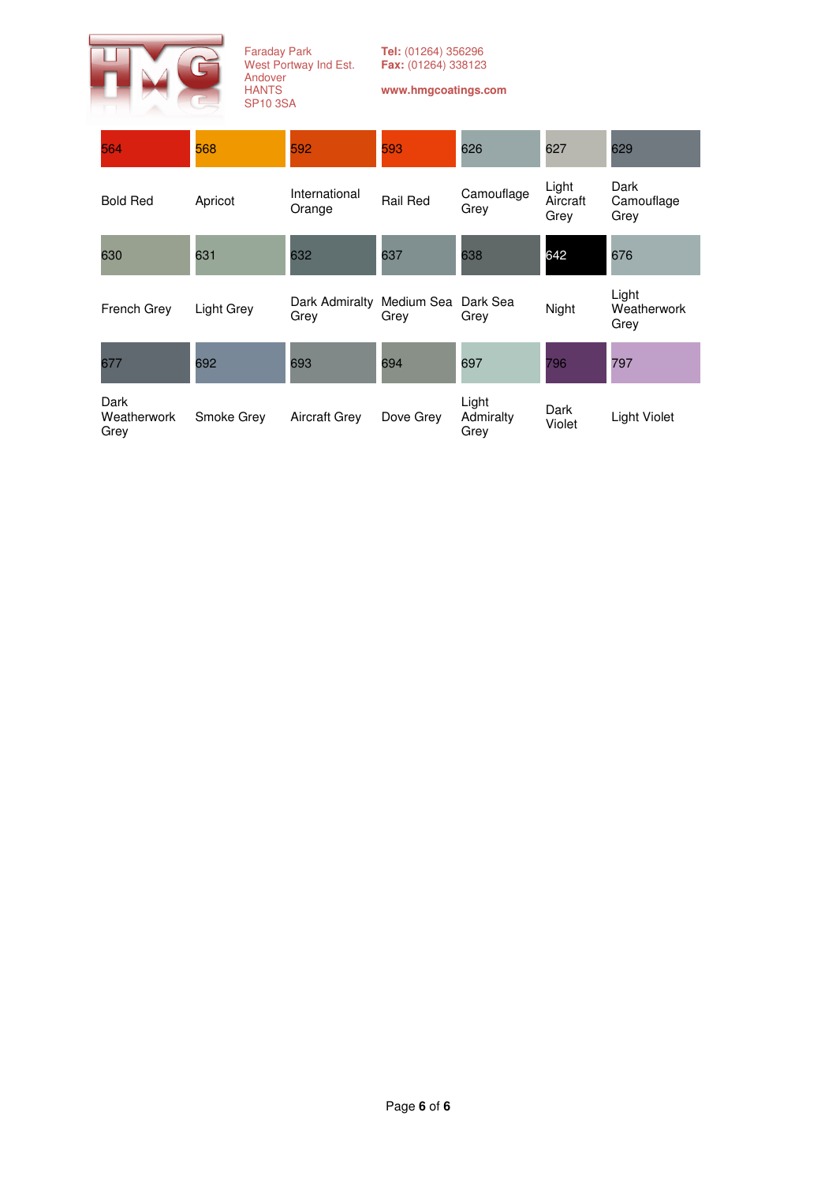Faraday Park
West Portway Ind Est.
Andover
HANTS
SP10 3SA

**Tel:** (01264) 356296
**Fax:** (01264) 338123

**www.hmgcoatings.com**

| | | | | | | |
|---|---|---|---|---|---|---|
| 564 | 568 | 592 | 593 | 626 | 627 | 629 |
| Bold Red | Apricot | International Orange | Rail Red | Camouflage Grey | Light Aircraft Grey | Dark Camouflage Grey |
| 630 | 631 | 632 | 637 | 638 | 642 | 676 |
| French Grey | Light Grey | Dark Admiralty Grey | Medium Sea Grey | Dark Sea Grey | Night | Light Weatherwork Grey |
| 677 | 692 | 693 | 694 | 697 | 796 | 797 |
| Dark Weatherwork Grey | Smoke Grey | Aircraft Grey | Dove Grey | Light Admiralty Grey | Dark Violet | Light Violet |